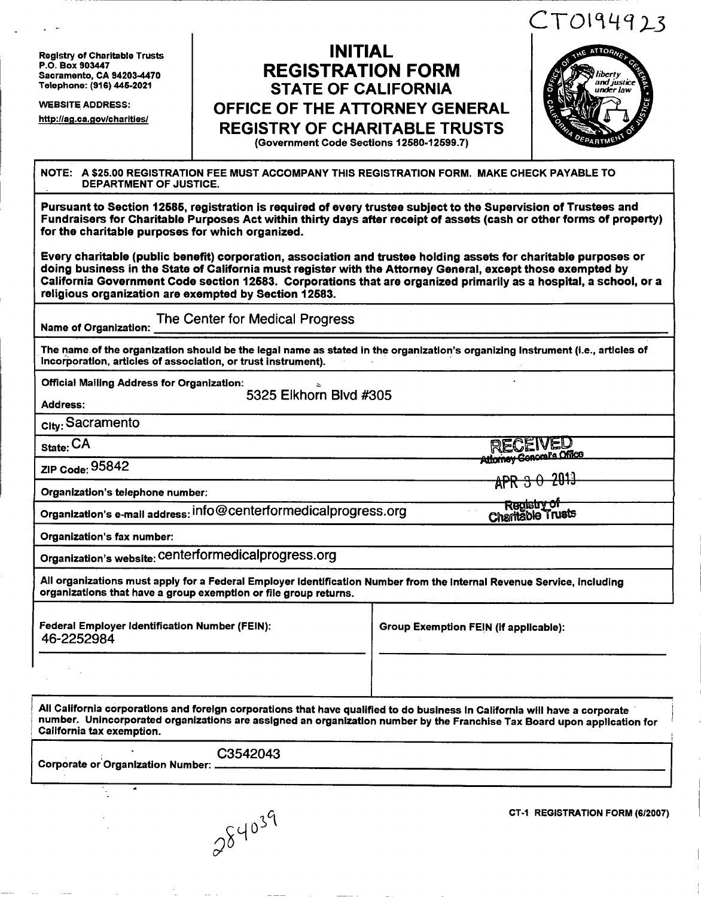CT0194923

Registry of Charitable Trusts
P.O. Box 903447
Sacramento, CA 94203-4470
Telephone: (916) 445-2021

WEBSITE ADDRESS:
http://ag.ca.gov/charities/

# INITIAL REGISTRATION FORM
## STATE OF CALIFORNIA
## OFFICE OF THE ATTORNEY GENERAL
## REGISTRY OF CHARITABLE TRUSTS
(Government Code Sections 12580-12599.7)

**NOTE: A $25.00 REGISTRATION FEE MUST ACCOMPANY THIS REGISTRATION FORM. MAKE CHECK PAYABLE TO DEPARTMENT OF JUSTICE.**

**Pursuant to Section 12585, registration is required of every trustee subject to the Supervision of Trustees and Fundraisers for Charitable Purposes Act within thirty days after receipt of assets (cash or other forms of property) for the charitable purposes for which organized.**

**Every charitable (public benefit) corporation, association and trustee holding assets for charitable purposes or doing business in the State of California must register with the Attorney General, except those exempted by California Government Code section 12583. Corporations that are organized primarily as a hospital, a school, or a religious organization are exempted by Section 12583.**

**Name of Organization:** The Center for Medical Progress

The name of the organization should be the legal name as stated in the organization's organizing instrument (i.e., articles of incorporation, articles of association, or trust instrument).

**Official Mailing Address for Organization:**

**Address:** 5325 Elkhorn Blvd #305

**City:** Sacramento

**State:** CA

**ZIP Code:** 95842

**Organization's telephone number:**

**Organization's e-mail address:** info@centerformedicalprogress.org

**Organization's fax number:**

**Organization's website:** centerformedicalprogress.org

RECEIVED
Attorney General's Office
APR 30 2013
Registry of Charitable Trusts

**All organizations must apply for a Federal Employer Identification Number from the Internal Revenue Service, including organizations that have a group exemption or file group returns.**

**Federal Employer Identification Number (FEIN):** 46-2252984

**Group Exemption FEIN (if applicable):**

**All California corporations and foreign corporations that have qualified to do business in California will have a corporate number. Unincorporated organizations are assigned an organization number by the Franchise Tax Board upon application for California tax exemption.**

**Corporate or Organization Number:** C3542043

284039

CT-1 REGISTRATION FORM (6/2007)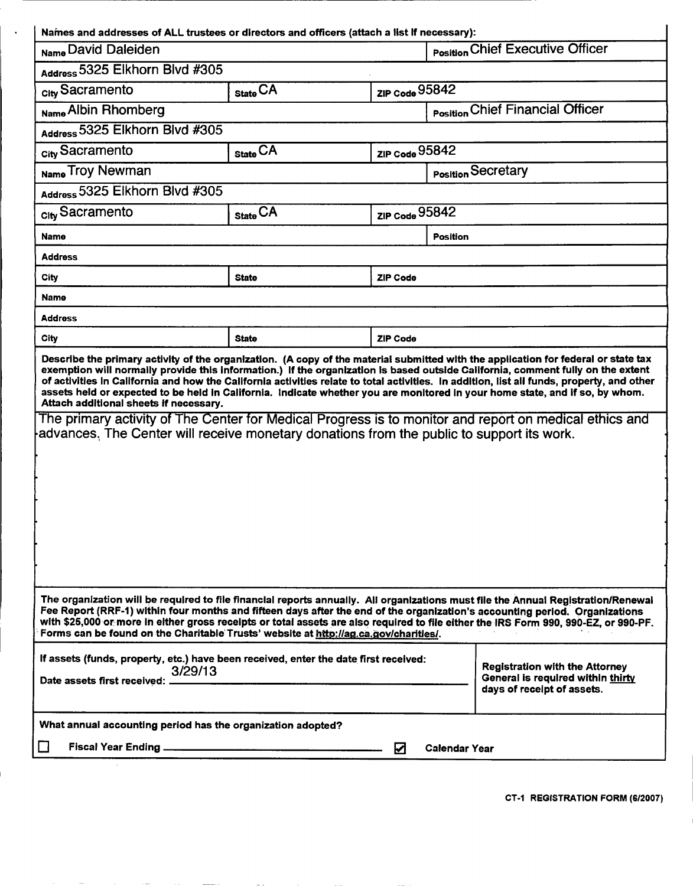Names and addresses of ALL trustees or directors and officers (attach a list if necessary):

| | | | |
|---|---|---|---|
| Name David Daleiden | | | Position Chief Executive Officer |
| Address 5325 Elkhorn Blvd #305 | | | |
| City Sacramento | State CA | ZIP Code 95842 | |
| Name Albin Rhomberg | | | Position Chief Financial Officer |
| Address 5325 Elkhorn Blvd #305 | | | |
| City Sacramento | State CA | ZIP Code 95842 | |
| Name Troy Newman | | | Position Secretary |
| Address 5325 Elkhorn Blvd #305 | | | |
| City Sacramento | State CA | ZIP Code 95842 | |
| Name | | | Position |
| Address | | | |
| City | State | ZIP Code | |
| Name | | | |
| Address | | | |
| City | State | ZIP Code | |

**Describe the primary activity of the organization. (A copy of the material submitted with the application for federal or state tax exemption will normally provide this information.) If the organization is based outside California, comment fully on the extent of activities in California and how the California activities relate to total activities. In addition, list all funds, property, and other assets held or expected to be held in California. Indicate whether you are monitored in your home state, and if so, by whom. Attach additional sheets if necessary.**

The primary activity of The Center for Medical Progress is to monitor and report on medical ethics and advances. The Center will receive monetary donations from the public to support its work.

**The organization will be required to file financial reports annually. All organizations must file the Annual Registration/Renewal Fee Report (RRF-1) within four months and fifteen days after the end of the organization's accounting period. Organizations with $25,000 or more in either gross receipts or total assets are also required to file either the IRS Form 990, 990-EZ, or 990-PF. Forms can be found on the Charitable Trusts' website at http://ag.ca.gov/charities/.**

**If assets (funds, property, etc.) have been received, enter the date first received:**

**Date assets first received:** 3/29/13

**Registration with the Attorney General is required within thirty days of receipt of assets.**

**What annual accounting period has the organization adopted?**

☐ **Fiscal Year Ending** ____________ ☑ **Calendar Year**

**CT-1 REGISTRATION FORM (6/2007)**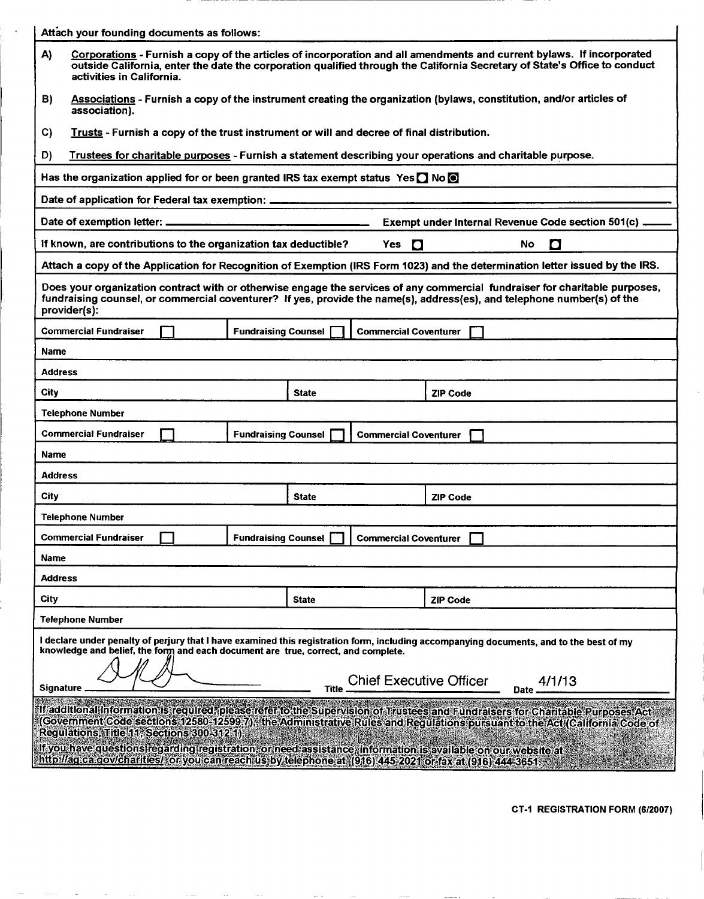Attach your founding documents as follows:

A) Corporations - Furnish a copy of the articles of incorporation and all amendments and current bylaws. If incorporated outside California, enter the date the corporation qualified through the California Secretary of State's Office to conduct activities in California.

B) Associations - Furnish a copy of the instrument creating the organization (bylaws, constitution, and/or articles of association).

C) Trusts - Furnish a copy of the trust instrument or will and decree of final distribution.

D) Trustees for charitable purposes - Furnish a statement describing your operations and charitable purpose.

Has the organization applied for or been granted IRS tax exempt status Yes ☐ No ☒

Date of application for Federal tax exemption: ______

Date of exemption letter: ______ Exempt under Internal Revenue Code section 501(c) ______

If known, are contributions to the organization tax deductible? Yes ☐ No ☐

Attach a copy of the Application for Recognition of Exemption (IRS Form 1023) and the determination letter issued by the IRS.

Does your organization contract with or otherwise engage the services of any commercial fundraiser for charitable purposes, fundraising counsel, or commercial coventurer? If yes, provide the name(s), address(es), and telephone number(s) of the provider(s):

| Commercial Fundraiser ☐ | Fundraising Counsel ☐ | Commercial Coventurer ☐ |
|---|---|---|
| Name | | |
| Address | | |
| City | State | ZIP Code |
| Telephone Number | | |

| Commercial Fundraiser ☐ | Fundraising Counsel ☐ | Commercial Coventurer ☐ |
|---|---|---|
| Name | | |
| Address | | |
| City | State | ZIP Code |
| Telephone Number | | |

| Commercial Fundraiser ☐ | Fundraising Counsel ☐ | Commercial Coventurer ☐ |
|---|---|---|
| Name | | |
| Address | | |
| City | State | ZIP Code |
| Telephone Number | | |

I declare under penalty of perjury that I have examined this registration form, including accompanying documents, and to the best of my knowledge and belief, the form and each document are true, correct, and complete.

Signature ______ Title Chief Executive Officer Date 4/1/13

If additional information is required, please refer to the Supervision of Trustees and Fundraisers for Charitable Purposes Act (Government Code sections 12580-12599.7), the Administrative Rules and Regulations pursuant to the Act (California Code of Regulations, Title 11, Sections 300-312.1).

If you have questions regarding registration, or need assistance, information is available on our website at http://ag.ca.gov/charities/ or you can reach us by telephone at (916) 445-2021 or fax at (916) 444-3651.

CT-1 REGISTRATION FORM (6/2007)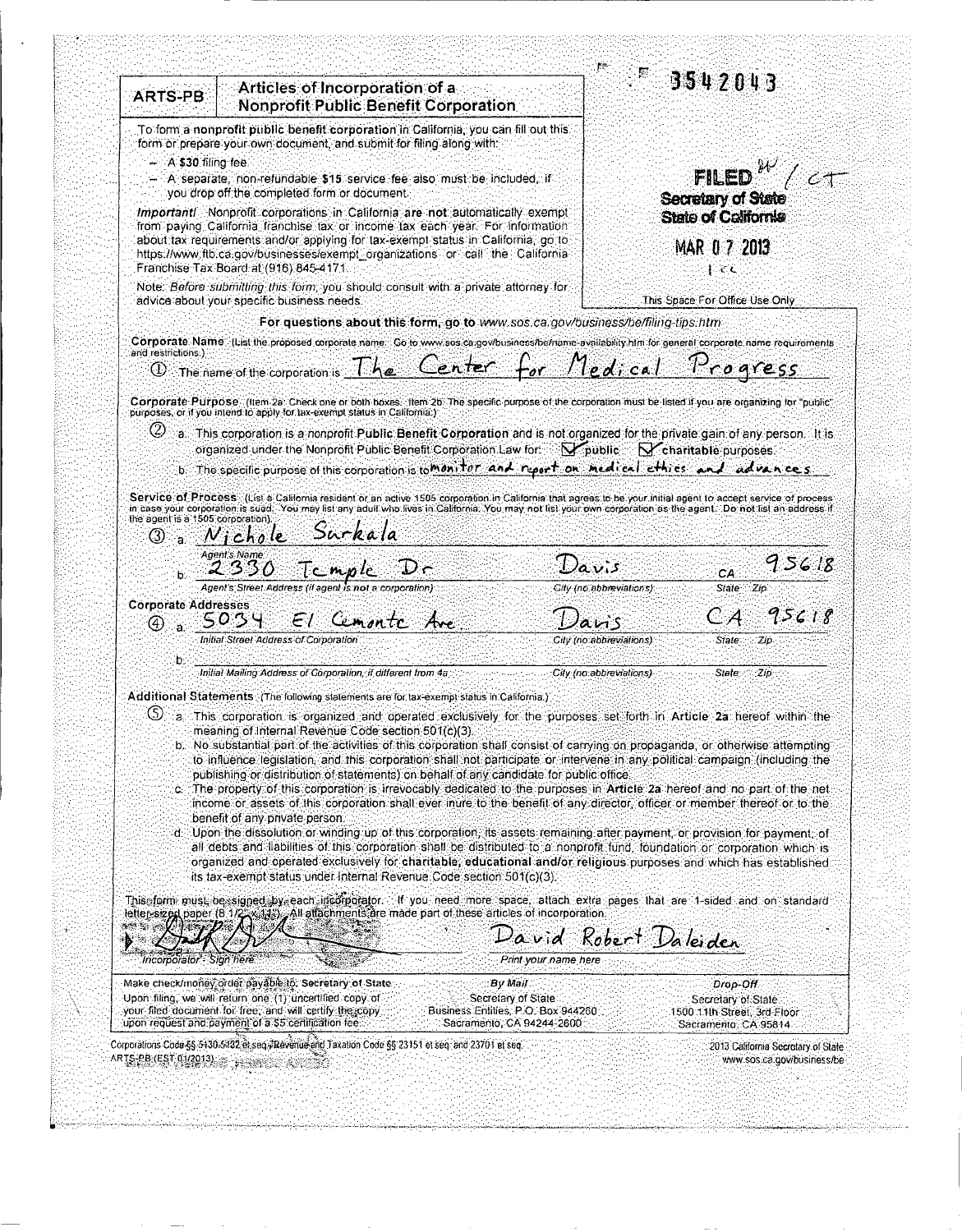3542043

**ARTS-PB** | **Articles of Incorporation of a Nonprofit Public Benefit Corporation**

To form a nonprofit public benefit corporation in California, you can fill out this form or prepare your own document, and submit for filing along with:

- A $30 filing fee.
- A separate, non-refundable $15 service fee also must be included, if you drop off the completed form or document.

*Important!* Nonprofit corporations in California are not automatically exempt from paying California franchise tax or income tax each year. For information about tax requirements and/or applying for tax-exempt status in California, go to https://www.ftb.ca.gov/businesses/exempt_organizations or call the California Franchise Tax Board at (916) 845-4171.

Note: *Before submitting this form, you should consult with a private attorney for advice about your specific business needs.*

**FILED** W / CT
**Secretary of State**
**State of California**
MAR 0 7 2013

This Space For Office Use Only

**For questions about this form, go to www.sos.ca.gov/business/be/filing-tips.htm**

**Corporate Name** (List the proposed corporate name. Go to www.sos.ca.gov/business/be/name-availability.htm for general corporate name requirements and restrictions.)

① The name of the corporation is The Center for Medical Progress

**Corporate Purpose** (Item 2a: Check one or both boxes. Item 2b: The specific purpose of the corporation must be listed if you are organizing for "public" purposes, or if you intend to apply for tax-exempt status in California.)

② a. This corporation is a nonprofit **Public Benefit Corporation** and is not organized for the private gain of any person. It is organized under the Nonprofit Public Benefit Corporation Law for: ☑ **public** ☑ **charitable** purposes.

b. The specific purpose of this corporation is to monitor and report on medical ethics and advances.

**Service of Process** (List a California resident or an active 1505 corporation in California that agrees to be your initial agent to accept service of process in case your corporation is sued. You may list any adult who lives in California. You may not list your own corporation as the agent. Do not list an address if the agent is a 1505 corporation.)

③ a. Nichole Surkala
Agent's Name

b. 2330 Temple Dr | Davis | CA 95618
Agent's Street Address (if agent is not a corporation) | City (no abbreviations) | State Zip

**Corporate Addresses**

④ a. 5034 El Cemonte Ave | Davis | CA 95618
Initial Street Address of Corporation | City (no abbreviations) | State Zip

b. _______________
Initial Mailing Address of Corporation, if different from 4a | City (no abbreviations) | State Zip

**Additional Statements** (The following statements are for tax-exempt status in California.)

⑤ a. This corporation is organized and operated exclusively for the purposes set forth in **Article 2a** hereof within the meaning of Internal Revenue Code section 501(c)(3).

b. No substantial part of the activities of this corporation shall consist of carrying on propaganda, or otherwise attempting to influence legislation, and this corporation shall not participate or intervene in any political campaign (including the publishing or distribution of statements) on behalf of any candidate for public office.

c. The property of this corporation is irrevocably dedicated to the purposes in **Article 2a** hereof and no part of the net income or assets of this corporation shall ever inure to the benefit of any director, officer or member thereof or to the benefit of any private person.

d. Upon the dissolution or winding up of this corporation, its assets remaining after payment, or provision for payment, of all debts and liabilities of this corporation shall be distributed to a nonprofit fund, foundation or corporation which is organized and operated exclusively for **charitable, educational and/or religious** purposes and which has established its tax-exempt status under Internal Revenue Code section 501(c)(3).

This form must be signed by each incorporator. If you need more space, attach extra pages that are 1-sided and on standard letter-sized paper (8 1/2" x 11"). All attachments are made part of these articles of incorporation.

[Signature] | David Robert Daleiden
Incorporator - Sign here | Print your name here

| Make check/money order payable to: Secretary of State | By Mail | Drop-Off |
|---|---|---|
| Upon filing, we will return one (1) uncertified copy of your filed document for free, and will certify the copy upon request and payment of a $5 certification fee. | Secretary of State<br>Business Entities, P.O. Box 944260<br>Sacramento, CA 94244-2600 | Secretary of State<br>1500 11th Street, 3rd Floor<br>Sacramento, CA 95814 |

Corporations Code §§ 5130-5132 et seq.; Revenue and Taxation Code §§ 23151 et seq. and 23701 et seq.
ARTS-PB (EST 01/2013)

2013 California Secretary of State
www.sos.ca.gov/business/be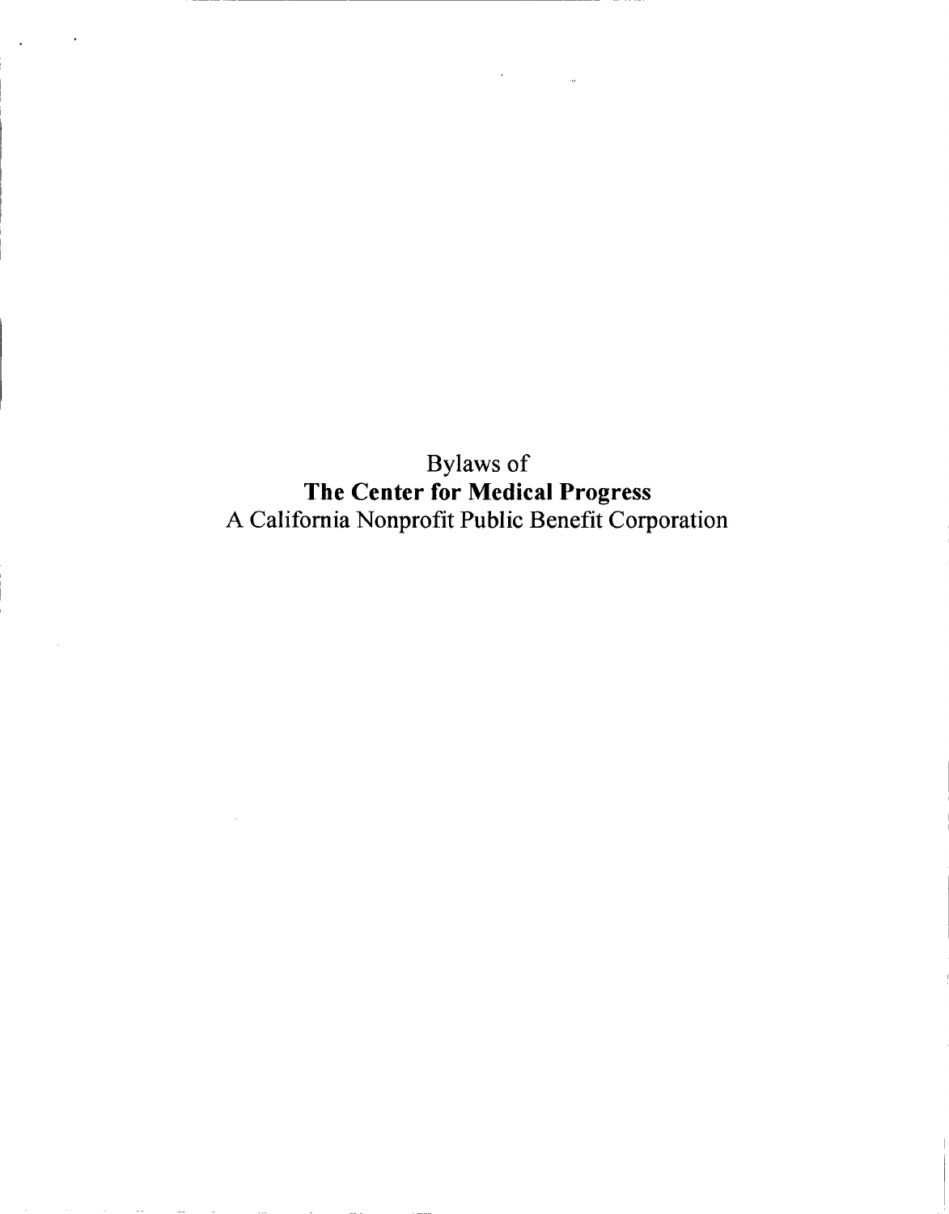Bylaws of

**The Center for Medical Progress**

A California Nonprofit Public Benefit Corporation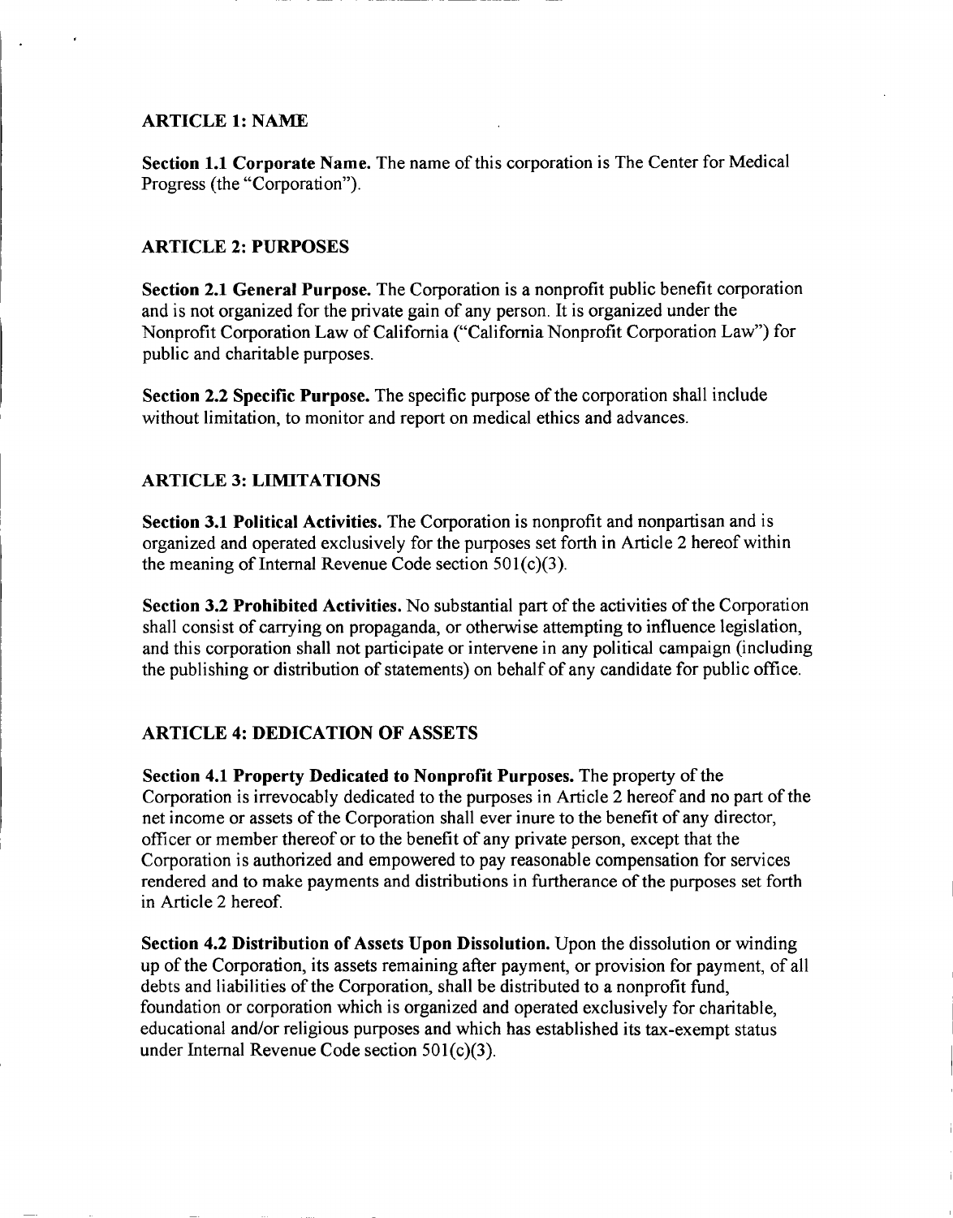## ARTICLE 1: NAME

**Section 1.1 Corporate Name.** The name of this corporation is The Center for Medical Progress (the "Corporation").

## ARTICLE 2: PURPOSES

**Section 2.1 General Purpose.** The Corporation is a nonprofit public benefit corporation and is not organized for the private gain of any person. It is organized under the Nonprofit Corporation Law of California ("California Nonprofit Corporation Law") for public and charitable purposes.

**Section 2.2 Specific Purpose.** The specific purpose of the corporation shall include without limitation, to monitor and report on medical ethics and advances.

## ARTICLE 3: LIMITATIONS

**Section 3.1 Political Activities.** The Corporation is nonprofit and nonpartisan and is organized and operated exclusively for the purposes set forth in Article 2 hereof within the meaning of Internal Revenue Code section 501(c)(3).

**Section 3.2 Prohibited Activities.** No substantial part of the activities of the Corporation shall consist of carrying on propaganda, or otherwise attempting to influence legislation, and this corporation shall not participate or intervene in any political campaign (including the publishing or distribution of statements) on behalf of any candidate for public office.

## ARTICLE 4: DEDICATION OF ASSETS

**Section 4.1 Property Dedicated to Nonprofit Purposes.** The property of the Corporation is irrevocably dedicated to the purposes in Article 2 hereof and no part of the net income or assets of the Corporation shall ever inure to the benefit of any director, officer or member thereof or to the benefit of any private person, except that the Corporation is authorized and empowered to pay reasonable compensation for services rendered and to make payments and distributions in furtherance of the purposes set forth in Article 2 hereof.

**Section 4.2 Distribution of Assets Upon Dissolution.** Upon the dissolution or winding up of the Corporation, its assets remaining after payment, or provision for payment, of all debts and liabilities of the Corporation, shall be distributed to a nonprofit fund, foundation or corporation which is organized and operated exclusively for charitable, educational and/or religious purposes and which has established its tax-exempt status under Internal Revenue Code section 501(c)(3).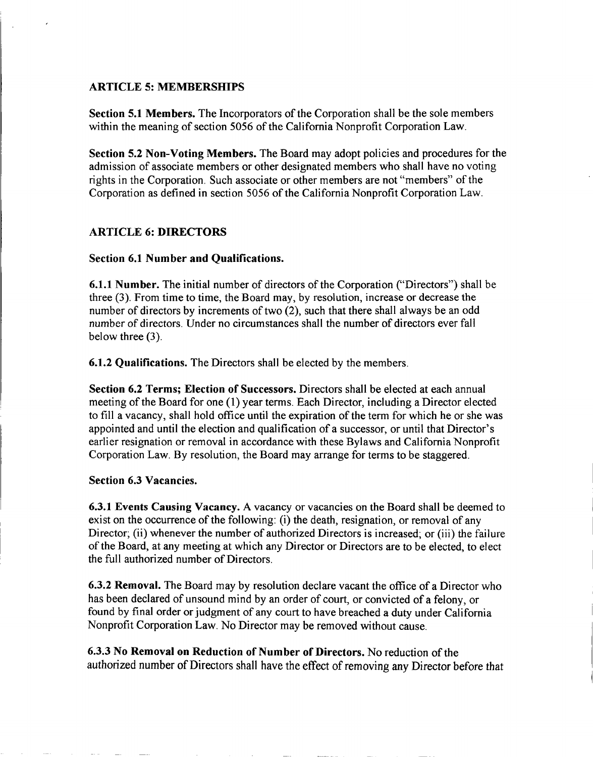## ARTICLE 5: MEMBERSHIPS

**Section 5.1 Members.** The Incorporators of the Corporation shall be the sole members within the meaning of section 5056 of the California Nonprofit Corporation Law.

**Section 5.2 Non-Voting Members.** The Board may adopt policies and procedures for the admission of associate members or other designated members who shall have no voting rights in the Corporation. Such associate or other members are not "members" of the Corporation as defined in section 5056 of the California Nonprofit Corporation Law.

## ARTICLE 6: DIRECTORS

### Section 6.1 Number and Qualifications.

**6.1.1 Number.** The initial number of directors of the Corporation ("Directors") shall be three (3). From time to time, the Board may, by resolution, increase or decrease the number of directors by increments of two (2), such that there shall always be an odd number of directors. Under no circumstances shall the number of directors ever fall below three (3).

**6.1.2 Qualifications.** The Directors shall be elected by the members.

**Section 6.2 Terms; Election of Successors.** Directors shall be elected at each annual meeting of the Board for one (1) year terms. Each Director, including a Director elected to fill a vacancy, shall hold office until the expiration of the term for which he or she was appointed and until the election and qualification of a successor, or until that Director's earlier resignation or removal in accordance with these Bylaws and California Nonprofit Corporation Law. By resolution, the Board may arrange for terms to be staggered.

### Section 6.3 Vacancies.

**6.3.1 Events Causing Vacancy.** A vacancy or vacancies on the Board shall be deemed to exist on the occurrence of the following: (i) the death, resignation, or removal of any Director; (ii) whenever the number of authorized Directors is increased; or (iii) the failure of the Board, at any meeting at which any Director or Directors are to be elected, to elect the full authorized number of Directors.

**6.3.2 Removal.** The Board may by resolution declare vacant the office of a Director who has been declared of unsound mind by an order of court, or convicted of a felony, or found by final order or judgment of any court to have breached a duty under California Nonprofit Corporation Law. No Director may be removed without cause.

**6.3.3 No Removal on Reduction of Number of Directors.** No reduction of the authorized number of Directors shall have the effect of removing any Director before that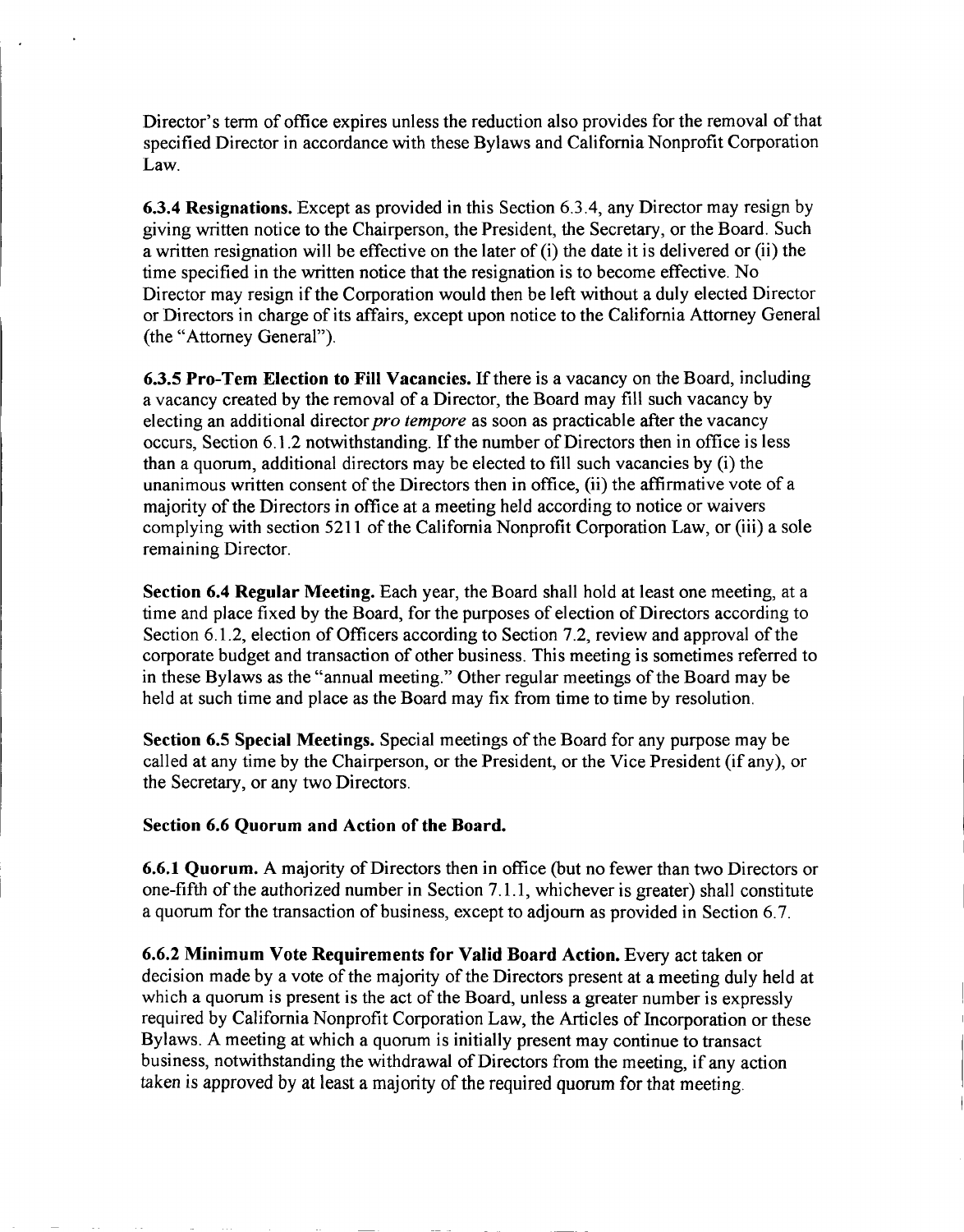Director's term of office expires unless the reduction also provides for the removal of that specified Director in accordance with these Bylaws and California Nonprofit Corporation Law.

**6.3.4 Resignations.** Except as provided in this Section 6.3.4, any Director may resign by giving written notice to the Chairperson, the President, the Secretary, or the Board. Such a written resignation will be effective on the later of (i) the date it is delivered or (ii) the time specified in the written notice that the resignation is to become effective. No Director may resign if the Corporation would then be left without a duly elected Director or Directors in charge of its affairs, except upon notice to the California Attorney General (the "Attorney General").

**6.3.5 Pro-Tem Election to Fill Vacancies.** If there is a vacancy on the Board, including a vacancy created by the removal of a Director, the Board may fill such vacancy by electing an additional director *pro tempore* as soon as practicable after the vacancy occurs, Section 6.1.2 notwithstanding. If the number of Directors then in office is less than a quorum, additional directors may be elected to fill such vacancies by (i) the unanimous written consent of the Directors then in office, (ii) the affirmative vote of a majority of the Directors in office at a meeting held according to notice or waivers complying with section 5211 of the California Nonprofit Corporation Law, or (iii) a sole remaining Director.

**Section 6.4 Regular Meeting.** Each year, the Board shall hold at least one meeting, at a time and place fixed by the Board, for the purposes of election of Directors according to Section 6.1.2, election of Officers according to Section 7.2, review and approval of the corporate budget and transaction of other business. This meeting is sometimes referred to in these Bylaws as the "annual meeting." Other regular meetings of the Board may be held at such time and place as the Board may fix from time to time by resolution.

**Section 6.5 Special Meetings.** Special meetings of the Board for any purpose may be called at any time by the Chairperson, or the President, or the Vice President (if any), or the Secretary, or any two Directors.

**Section 6.6 Quorum and Action of the Board.**

**6.6.1 Quorum.** A majority of Directors then in office (but no fewer than two Directors or one-fifth of the authorized number in Section 7.1.1, whichever is greater) shall constitute a quorum for the transaction of business, except to adjourn as provided in Section 6.7.

**6.6.2 Minimum Vote Requirements for Valid Board Action.** Every act taken or decision made by a vote of the majority of the Directors present at a meeting duly held at which a quorum is present is the act of the Board, unless a greater number is expressly required by California Nonprofit Corporation Law, the Articles of Incorporation or these Bylaws. A meeting at which a quorum is initially present may continue to transact business, notwithstanding the withdrawal of Directors from the meeting, if any action taken is approved by at least a majority of the required quorum for that meeting.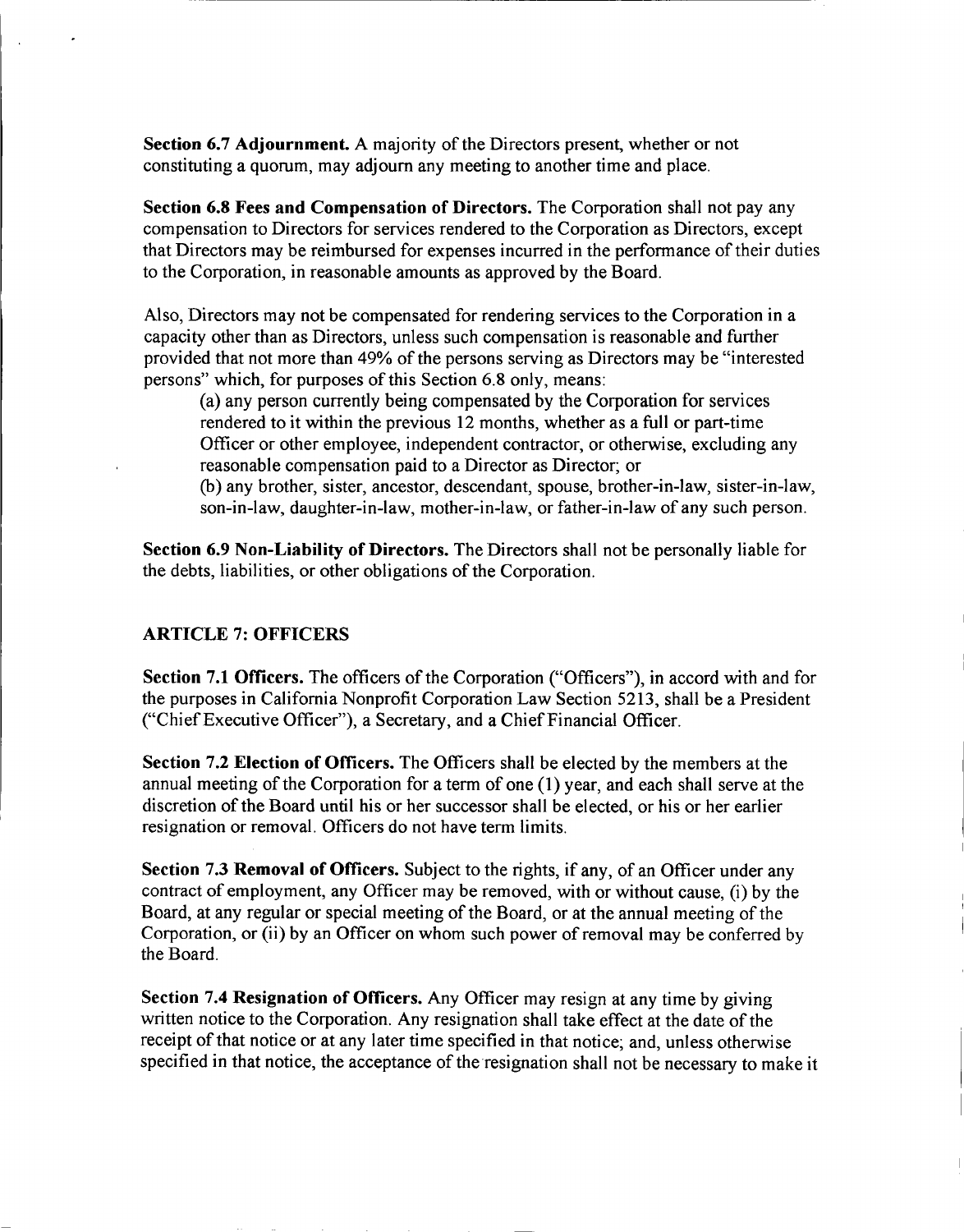**Section 6.7 Adjournment.** A majority of the Directors present, whether or not constituting a quorum, may adjourn any meeting to another time and place.

**Section 6.8 Fees and Compensation of Directors.** The Corporation shall not pay any compensation to Directors for services rendered to the Corporation as Directors, except that Directors may be reimbursed for expenses incurred in the performance of their duties to the Corporation, in reasonable amounts as approved by the Board.

Also, Directors may not be compensated for rendering services to the Corporation in a capacity other than as Directors, unless such compensation is reasonable and further provided that not more than 49% of the persons serving as Directors may be "interested persons" which, for purposes of this Section 6.8 only, means:

(a) any person currently being compensated by the Corporation for services rendered to it within the previous 12 months, whether as a full or part-time Officer or other employee, independent contractor, or otherwise, excluding any reasonable compensation paid to a Director as Director; or

(b) any brother, sister, ancestor, descendant, spouse, brother-in-law, sister-in-law, son-in-law, daughter-in-law, mother-in-law, or father-in-law of any such person.

**Section 6.9 Non-Liability of Directors.** The Directors shall not be personally liable for the debts, liabilities, or other obligations of the Corporation.

## ARTICLE 7: OFFICERS

**Section 7.1 Officers.** The officers of the Corporation ("Officers"), in accord with and for the purposes in California Nonprofit Corporation Law Section 5213, shall be a President ("Chief Executive Officer"), a Secretary, and a Chief Financial Officer.

**Section 7.2 Election of Officers.** The Officers shall be elected by the members at the annual meeting of the Corporation for a term of one (1) year, and each shall serve at the discretion of the Board until his or her successor shall be elected, or his or her earlier resignation or removal. Officers do not have term limits.

**Section 7.3 Removal of Officers.** Subject to the rights, if any, of an Officer under any contract of employment, any Officer may be removed, with or without cause, (i) by the Board, at any regular or special meeting of the Board, or at the annual meeting of the Corporation, or (ii) by an Officer on whom such power of removal may be conferred by the Board.

**Section 7.4 Resignation of Officers.** Any Officer may resign at any time by giving written notice to the Corporation. Any resignation shall take effect at the date of the receipt of that notice or at any later time specified in that notice; and, unless otherwise specified in that notice, the acceptance of the resignation shall not be necessary to make it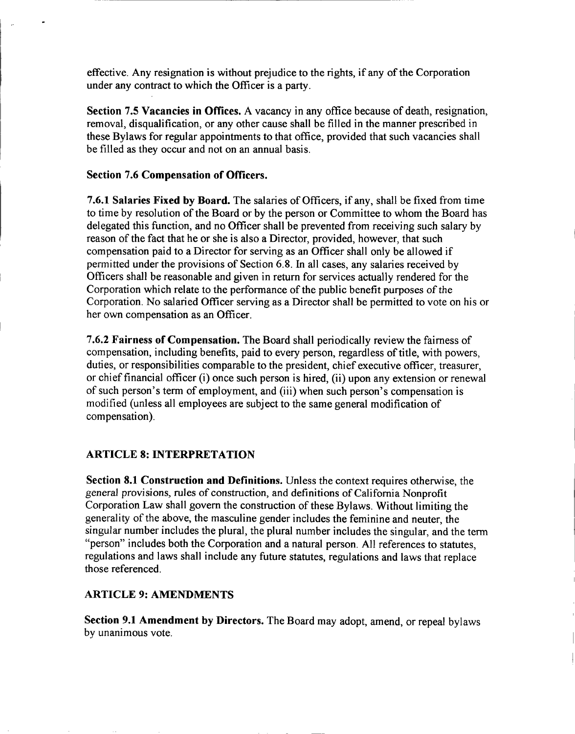effective. Any resignation is without prejudice to the rights, if any of the Corporation under any contract to which the Officer is a party.

**Section 7.5 Vacancies in Offices.** A vacancy in any office because of death, resignation, removal, disqualification, or any other cause shall be filled in the manner prescribed in these Bylaws for regular appointments to that office, provided that such vacancies shall be filled as they occur and not on an annual basis.

**Section 7.6 Compensation of Officers.**

**7.6.1 Salaries Fixed by Board.** The salaries of Officers, if any, shall be fixed from time to time by resolution of the Board or by the person or Committee to whom the Board has delegated this function, and no Officer shall be prevented from receiving such salary by reason of the fact that he or she is also a Director, provided, however, that such compensation paid to a Director for serving as an Officer shall only be allowed if permitted under the provisions of Section 6.8. In all cases, any salaries received by Officers shall be reasonable and given in return for services actually rendered for the Corporation which relate to the performance of the public benefit purposes of the Corporation. No salaried Officer serving as a Director shall be permitted to vote on his or her own compensation as an Officer.

**7.6.2 Fairness of Compensation.** The Board shall periodically review the fairness of compensation, including benefits, paid to every person, regardless of title, with powers, duties, or responsibilities comparable to the president, chief executive officer, treasurer, or chief financial officer (i) once such person is hired, (ii) upon any extension or renewal of such person's term of employment, and (iii) when such person's compensation is modified (unless all employees are subject to the same general modification of compensation).

## ARTICLE 8: INTERPRETATION

**Section 8.1 Construction and Definitions.** Unless the context requires otherwise, the general provisions, rules of construction, and definitions of California Nonprofit Corporation Law shall govern the construction of these Bylaws. Without limiting the generality of the above, the masculine gender includes the feminine and neuter, the singular number includes the plural, the plural number includes the singular, and the term "person" includes both the Corporation and a natural person. All references to statutes, regulations and laws shall include any future statutes, regulations and laws that replace those referenced.

## ARTICLE 9: AMENDMENTS

**Section 9.1 Amendment by Directors.** The Board may adopt, amend, or repeal bylaws by unanimous vote.